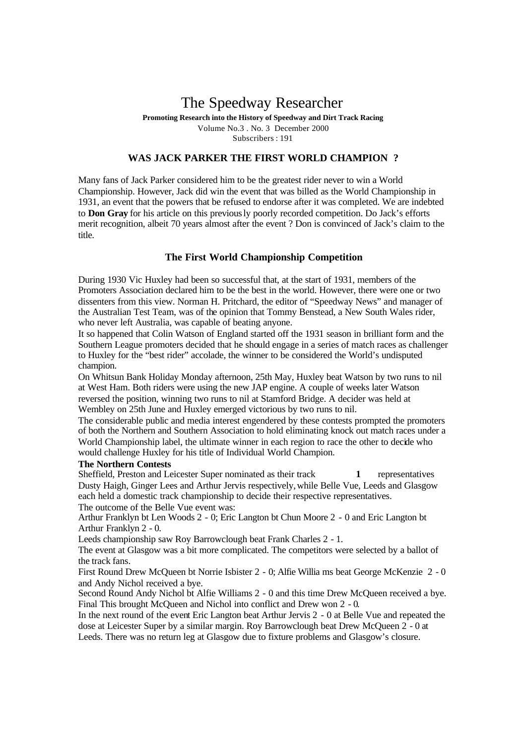# The Speedway Researcher

**Promoting Research into the History of Speedway and Dirt Track Racing**

Volume No.3 . No. 3 December 2000

Subscribers : 191

## WAS JACK PARKER THE FIRST WORLD CHAMPION ?

Many fans of Jack Parker considered him to be the greatest rider never to win a World Championship. However, Jack did win the event that was billed as the World Championship in 1931, an event that the powers that be refused to endorse after it was completed. We are indebted to **Don Gray** for his article on this previously poorly recorded competition. Do Jack's efforts merit recognition, albeit 70 years almost after the event ? Don is convinced of Jack's claim to the title.

## The First World Championship Competition

During 1930 Vic Huxley had been so successful that, at the start of 1931, members of the Promoters Association declared him to be the best in the world. However, there were one or two dissenters from this view. Norman H. Pritchard, the editor of "Speedway News" and manager of the Australian Test Team, was of the opinion that Tommy Benstead, a New South Wales rider, who never left Australia, was capable of beating anyone.

It so happened that Colin Watson of England started off the 1931 season in brilliant form and the Southern League promoters decided that he should engage in a series of match races as challenger to Huxley for the "best rider" accolade, the winner to be considered the World's undisputed champion.

On Whitsun Bank Holiday Monday afternoon, 25th May, Huxley beat Watson by two runs to nil at West Ham. Both riders were using the new JAP engine. A couple of weeks later Watson reversed the position, winning two runs to nil at Stamford Bridge. A decider was held at Wembley on 25th June and Huxley emerged victorious by two runs to nil.

The considerable public and media interest engendered by these contests prompted the promoters of both the Northern and Southern Association to hold eliminating knock out match races under a World Championship label, the ultimate winner in each region to race the other to decide who would challenge Huxley for his title of Individual World Champion.

**The Northern Contests**

Sheffield, Preston and Leicester Super nominated as their track **1** representatives Dusty Haigh, Ginger Lees and Arthur Jervis respectively, while Belle Vue, Leeds and Glasgow each held a domestic track championship to decide their respective representatives.

The outcome of the Belle Vue event was:

Arthur Franklyn bt Len Woods 2 - 0; Eric Langton bt Chun Moore 2 - 0 and Eric Langton bt Arthur Franklyn 2 - 0.

Leeds championship saw Roy Barrowclough beat Frank Charles 2 - 1.

The event at Glasgow was a bit more complicated. The competitors were selected by a ballot of the track fans.

First Round Drew McQueen bt Norrie Isbister 2 - 0; Alfie Williams beat George McKenzie 2 - 0 and Andy Nichol received a bye.

Second Round Andy Nichol bt Alfie Williams 2 - 0 and this time Drew McQueen received a bye.

Final This brought McQueen and Nichol into conflict and Drew won 2 - 0.

In the next round of the event Eric Langton beat Arthur Jervis 2 - 0 at Belle Vue and repeated the dose at Leicester Super by a similar margin. Roy Barrowclough beat Drew McQueen 2 - 0 at Leeds. There was no return leg at Glasgow due to fixture problems and Glasgow's closure.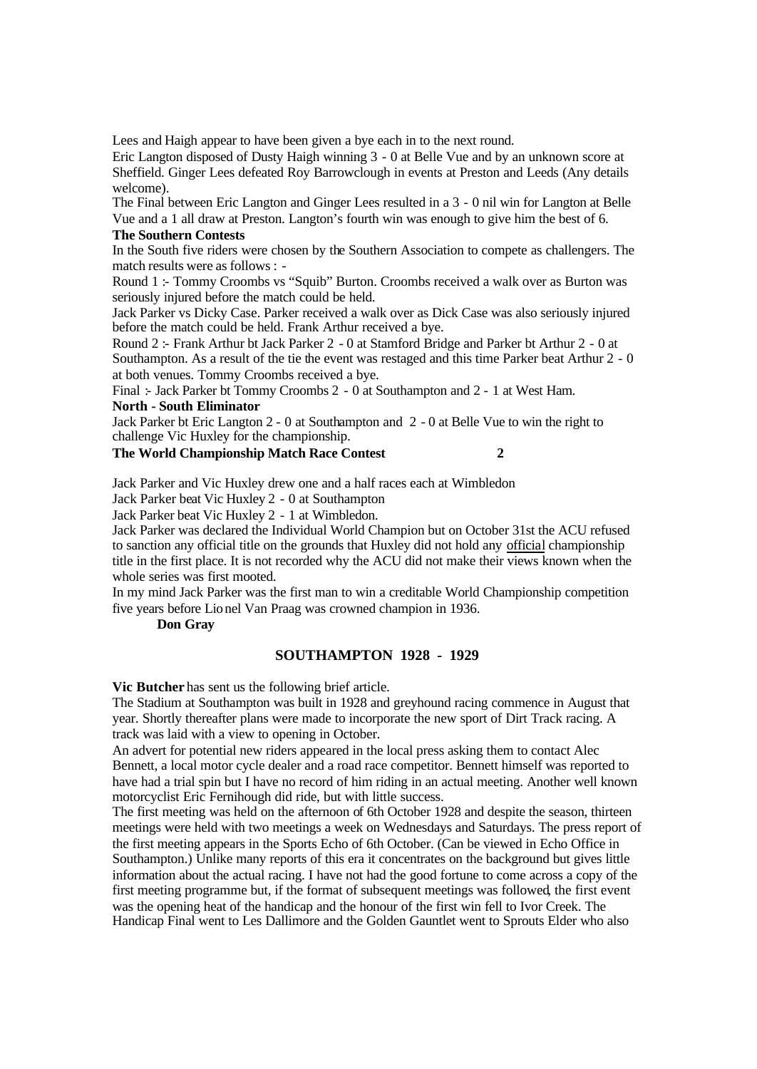Lees and Haigh appear to have been given a bye each in to the next round.

Eric Langton disposed of Dusty Haigh winning 3 - 0 at Belle Vue and by an unknown score at Sheffield. Ginger Lees defeated Roy Barrowclough in events at Preston and Leeds (Any details welcome).

The Final between Eric Langton and Ginger Lees resulted in a 3 - 0 nil win for Langton at Belle Vue and a 1 all draw at Preston. Langton's fourth win was enough to give him the best of 6.

**The Southern Contests**

In the South five riders were chosen by the Southern Association to compete as challengers. The match results were as follows : -

Round 1 :- Tommy Croombs vs "Squib" Burton. Croombs received a walk over as Burton was seriously injured before the match could be held.

Jack Parker vs Dicky Case. Parker received a walk over as Dick Case was also seriously injured before the match could be held. Frank Arthur received a bye.

Round 2 :- Frank Arthur bt Jack Parker 2 - 0 at Stamford Bridge and Parker bt Arthur 2 - 0 at Southampton. As a result of the tie the event was restaged and this time Parker beat Arthur 2 - 0 at both venues. Tommy Croombs received a bye.

Final :- Jack Parker bt Tommy Croombs 2 - 0 at Southampton and 2 - 1 at West Ham.

**North - South Eliminator**

Jack Parker bt Eric Langton 2 - 0 at Southampton and 2 - 0 at Belle Vue to win the right to challenge Vic Huxley for the championship.

**The World Championship Match Race Contest 2**

Jack Parker and Vic Huxley drew one and a half races each at Wimbledon

Jack Parker beat Vic Huxley 2 - 0 at Southampton

Jack Parker beat Vic Huxley 2 - 1 at Wimbledon.

Jack Parker was declared the Individual World Champion but on October 31st the ACU refused to sanction any official title on the grounds that Huxley did not hold any official championship title in the first place. It is not recorded why the ACU did not make their views known when the whole series was first mooted.

In my mind Jack Parker was the first man to win a creditable World Championship competition five years before Lionel Van Praag was crowned champion in 1936.

**Don Gray**

## SOUTHAMPTON 1928 - 1929

**Vic Butcher** has sent us the following brief article.

The Stadium at Southampton was built in 1928 and greyhound racing commence in August that year. Shortly thereafter plans were made to incorporate the new sport of Dirt Track racing. A track was laid with a view to opening in October.

An advert for potential new riders appeared in the local press asking them to contact Alec Bennett, a local motor cycle dealer and a road race competitor. Bennett himself was reported to have had a trial spin but I have no record of him riding in an actual meeting. Another well known motorcyclist Eric Fernihough did ride, but with little success.

The first meeting was held on the afternoon of 6th October 1928 and despite the season, thirteen meetings were held with two meetings a week on Wednesdays and Saturdays. The press report of the first meeting appears in the Sports Echo of 6th October. (Can be viewed in Echo Office in Southampton.) Unlike many reports of this era it concentrates on the background but gives little information about the actual racing. I have not had the good fortune to come across a copy of the first meeting programme but, if the format of subsequent meetings was followed, the first event was the opening heat of the handicap and the honour of the first win fell to Ivor Creek. The Handicap Final went to Les Dallimore and the Golden Gauntlet went to Sprouts Elder who also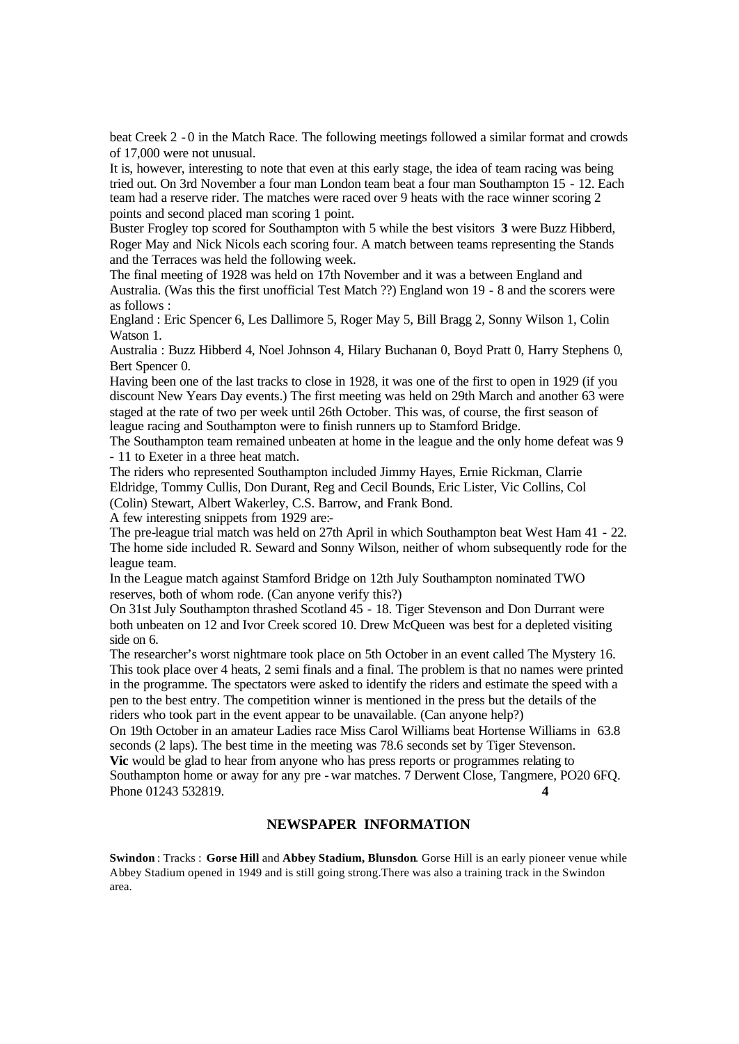beat Creek 2 - 0 in the Match Race. The following meetings followed a similar format and crowds of 17,000 were not unusual.

It is, however, interesting to note that even at this early stage, the idea of team racing was being tried out. On 3rd November a four man London team beat a four man Southampton 15 - 12. Each team had a reserve rider. The matches were raced over 9 heats with the race winner scoring 2 points and second placed man scoring 1 point.

Buster Frogley top scored for Southampton with 5 while the best visitors **3** were Buzz Hibberd, Roger May and Nick Nicols each scoring four. A match between teams representing the Stands and the Terraces was held the following week.

The final meeting of 1928 was held on 17th November and it was a between England and Australia. (Was this the first unofficial Test Match ??) England won 19 - 8 and the scorers were as follows :

England : Eric Spencer 6, Les Dallimore 5, Roger May 5, Bill Bragg 2, Sonny Wilson 1, Colin Watson 1.

Australia : Buzz Hibberd 4, Noel Johnson 4, Hilary Buchanan 0, Boyd Pratt 0, Harry Stephens 0, Bert Spencer 0.

Having been one of the last tracks to close in 1928, it was one of the first to open in 1929 (if you discount New Years Day events.) The first meeting was held on 29th March and another 63 were staged at the rate of two per week until 26th October. This was, of course, the first season of league racing and Southampton were to finish runners up to Stamford Bridge.

The Southampton team remained unbeaten at home in the league and the only home defeat was 9 - 11 to Exeter in a three heat match.

The riders who represented Southampton included Jimmy Hayes, Ernie Rickman, Clarrie Eldridge, Tommy Cullis, Don Durant, Reg and Cecil Bounds, Eric Lister, Vic Collins, Col (Colin) Stewart, Albert Wakerley, C.S. Barrow, and Frank Bond.

A few interesting snippets from 1929 are:-

The pre-league trial match was held on 27th April in which Southampton beat West Ham 41 - 22. The home side included R. Seward and Sonny Wilson, neither of whom subsequently rode for the league team.

In the League match against Stamford Bridge on 12th July Southampton nominated TWO reserves, both of whom rode. (Can anyone verify this?)

On 31st July Southampton thrashed Scotland 45 - 18. Tiger Stevenson and Don Durrant were both unbeaten on 12 and Ivor Creek scored 10. Drew McQueen was best for a depleted visiting side on 6.

The researcher's worst nightmare took place on 5th October in an event called The Mystery 16. This took place over 4 heats, 2 semi finals and a final. The problem is that no names were printed in the programme. The spectators were asked to identify the riders and estimate the speed with a pen to the best entry. The competition winner is mentioned in the press but the details of the riders who took part in the event appear to be unavailable. (Can anyone help?)

On 19th October in an amateur Ladies race Miss Carol Williams beat Hortense Williams in 63.8 seconds (2 laps). The best time in the meeting was 78.6 seconds set by Tiger Stevenson.

**Vic** would be glad to hear from anyone who has press reports or programmes relating to Southampton home or away for any pre - war matches. 7 Derwent Close, Tangmere, PO20 6FQ. Phone 01243 532819.

## NEWSPAPER INFORMATION

**Swindon** : Tracks : **Gorse Hill** and **Abbey Stadium, Blunsdon**. Gorse Hill is an early pioneer venue while Abbey Stadium opened in 1949 and is still going strong.There was also a training track in the Swindon area.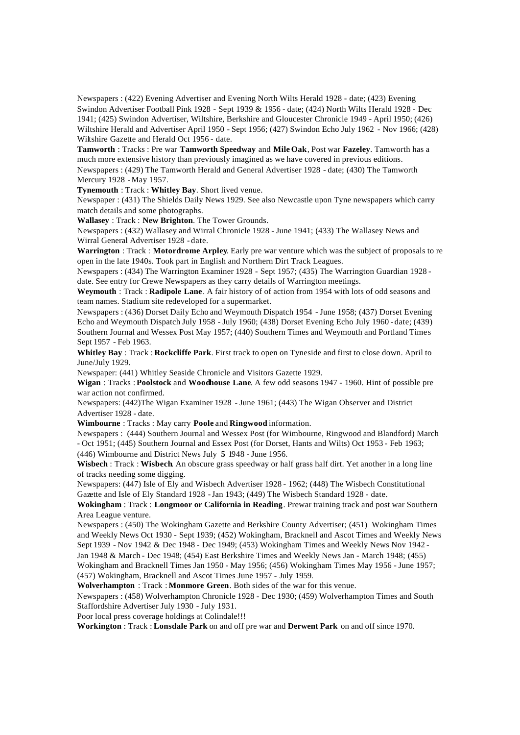Newspapers : (422) Evening Advertiser and Evening North Wilts Herald 1928 - date; (423) Evening Swindon Advertiser Football Pink 1928 - Sept 1939 & 1956 - date; (424) North Wilts Herald 1928 - Dec 1941; (425) Swindon Advertiser, Wiltshire, Berkshire and Gloucester Chronicle 1949 - April 1950; (426) Wiltshire Herald and Advertiser April 1950 - Sept 1956; (427) Swindon Echo July 1962 - Nov 1966; (428) Wiltshire Gazette and Herald Oct 1956 - date.

**Tamworth** : Tracks : Pre war **Tamworth Speedway** and **Mile Oak**, Post war **Fazeley**. Tamworth has a much more extensive history than previously imagined as we have covered in previous editions.

Newspapers : (429) The Tamworth Herald and General Advertiser 1928 - date; (430) The Tamworth Mercury 1928 - May 1957.

**Tynemouth** : Track : **Whitley Bay**. Short lived venue.

Newspaper : (431) The Shields Daily News 1929. See also Newcastle upon Tyne newspapers which carry match details and some photographs.

**Wallasey** : Track : **New Brighton**. The Tower Grounds.

Newspapers : (432) Wallasey and Wirral Chronicle 1928 - June 1941; (433) The Wallasey News and Wirral General Advertiser 1928 - date.

**Warrington** : Track : **Motordrome Arpley**. Early pre war venture which was the subject of proposals to re open in the late 1940s. Took part in English and Northern Dirt Track Leagues.

Newspapers : (434) The Warrington Examiner 1928 - Sept 1957; (435) The Warrington Guardian 1928 - date. See entry for Crewe Newspapers as they carry details of Warrington meetings.

**Weymouth** : Track : **Radipole Lane**. A fair history of of action from 1954 with lots of odd seasons and team names. Stadium site redeveloped for a supermarket.

Newspapers : (436) Dorset Daily Echo and Weymouth Dispatch 1954 - June 1958; (437) Dorset Evening Echo and Weymouth Dispatch July 1958 - July 1960; (438) Dorset Evening Echo July 1960 - date; (439) Southern Journal and Wessex Post May 1957; (440) Southern Times and Weymouth and Portland Times Sept 1957 - Feb 1963.

**Whitley Bay** : Track : **Rockcliffe Park**. First track to open on Tyneside and first to close down. April to June/July 1929.

Newspaper: (441) Whitley Seaside Chronicle and Visitors Gazette 1929.

**Wigan** : Tracks : **Poolstock** and **Woodhouse Lane**. A few odd seasons 1947 - 1960. Hint of possible pre war action not confirmed.

Newspapers: (442)The Wigan Examiner 1928 - June 1961; (443) The Wigan Observer and District Advertiser 1928 - date.

**Wimbourne** : Tracks : May carry **Poole** and **Ringwood** information.

Newspapers : (444) Southern Journal and Wessex Post (for Wimbourne, Ringwood and Blandford) March - Oct 1951; (445) Southern Journal and Essex Post (for Dorset, Hants and Wilts) Oct 1953 - Feb 1963; (446) Wimbourne and District News July **5** 1948 - June 1956.

**Wisbech** : Track : **Wisbech**. An obscure grass speedway or half grass half dirt. Yet another in a long line of tracks needing some digging.

Newspapers: (447) Isle of Ely and Wisbech Advertiser 1928 - 1962; (448) The Wisbech Constitutional Gazette and Isle of Ely Standard 1928 - Jan 1943; (449) The Wisbech Standard 1928 - date.

**Wokingham** : Track : **Longmoor or California in Reading**. Prewar training track and post war Southern Area League venture.

Newspapers : (450) The Wokingham Gazette and Berkshire County Advertiser; (451) Wokingham Times and Weekly News Oct 1930 - Sept 1939; (452) Wokingham, Bracknell and Ascot Times and Weekly News Sept 1939 - Nov 1942 & Dec 1948 - Dec 1949; (453) Wokingham Times and Weekly News Nov 1942 - Jan 1948 & March - Dec 1948; (454) East Berkshire Times and Weekly News Jan - March 1948; (455) Wokingham and Bracknell Times Jan 1950 - May 1956; (456) Wokingham Times May 1956 - June 1957; (457) Wokingham, Bracknell and Ascot Times June 1957 - July 1959.

**Wolverhampton** : Track : **Monmore Green**. Both sides of the war for this venue.

Newspapers : (458) Wolverhampton Chronicle 1928 - Dec 1930; (459) Wolverhampton Times and South Staffordshire Advertiser July 1930 - July 1931.

Poor local press coverage holdings at Colindale!!!

**Workington** : Track : **Lonsdale Park** on and off pre war and **Derwent Park** on and off since 1970.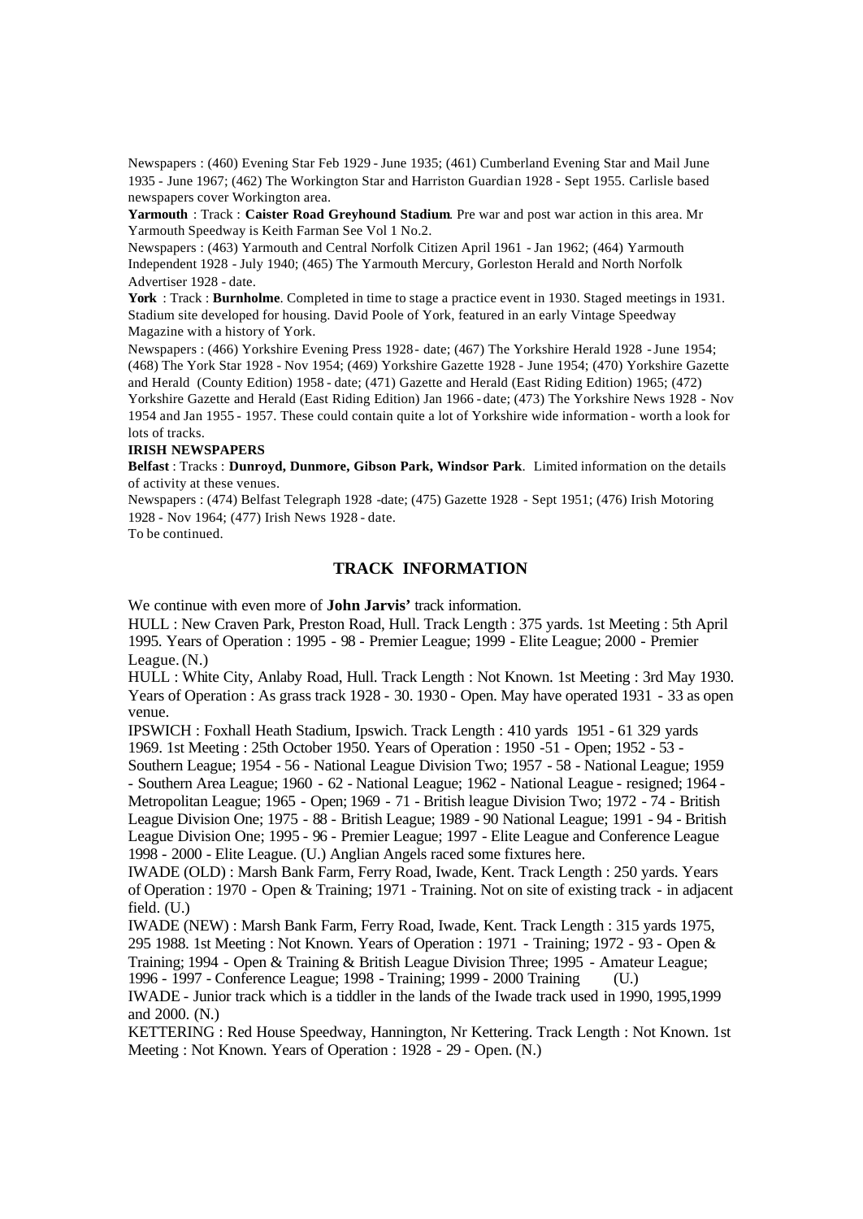Newspapers : (460) Evening Star Feb 1929 - June 1935; (461) Cumberland Evening Star and Mail June 1935 - June 1967; (462) The Workington Star and Harriston Guardian 1928 - Sept 1955. Carlisle based newspapers cover Workington area.

**Yarmouth** : Track : **Caister Road Greyhound Stadium**. Pre war and post war action in this area. Mr Yarmouth Speedway is Keith Farman See Vol 1 No.2.

Newspapers : (463) Yarmouth and Central Norfolk Citizen April 1961 - Jan 1962; (464) Yarmouth Independent 1928 - July 1940; (465) The Yarmouth Mercury, Gorleston Herald and North Norfolk Advertiser 1928 - date.

**York** : Track : **Burnholme**. Completed in time to stage a practice event in 1930. Staged meetings in 1931. Stadium site developed for housing. David Poole of York, featured in an early Vintage Speedway Magazine with a history of York.

Newspapers : (466) Yorkshire Evening Press 1928 - date; (467) The Yorkshire Herald 1928 - June 1954; (468) The York Star 1928 - Nov 1954; (469) Yorkshire Gazette 1928 - June 1954; (470) Yorkshire Gazette and Herald (County Edition) 1958 - date; (471) Gazette and Herald (East Riding Edition) 1965; (472) Yorkshire Gazette and Herald (East Riding Edition) Jan 1966 - date; (473) The Yorkshire News 1928 - Nov 1954 and Jan 1955 - 1957. These could contain quite a lot of Yorkshire wide information - worth a look for lots of tracks.

**IRISH NEWSPAPERS**

**Belfast** : Tracks : **Dunroyd, Dunmore, Gibson Park, Windsor Park**. Limited information on the details of activity at these venues.

Newspapers : (474) Belfast Telegraph 1928 -date; (475) Gazette 1928 - Sept 1951; (476) Irish Motoring 1928 - Nov 1964; (477) Irish News 1928 - date.

To be continued.

## TRACK INFORMATION

We continue with even more of **John Jarvis'** track information.

HULL : New Craven Park, Preston Road, Hull. Track Length : 375 yards. 1st Meeting : 5th April 1995. Years of Operation : 1995 - 98 - Premier League; 1999 - Elite League; 2000 - Premier League. (N.)

HULL : White City, Anlaby Road, Hull. Track Length : Not Known. 1st Meeting : 3rd May 1930. Years of Operation : As grass track 1928 - 30. 1930 - Open. May have operated 1931 - 33 as open venue.

IPSWICH : Foxhall Heath Stadium, Ipswich. Track Length : 410 yards 1951 - 61 329 yards 1969. 1st Meeting : 25th October 1950. Years of Operation : 1950 -51 - Open; 1952 - 53 - Southern League; 1954 - 56 - National League Division Two; 1957 - 58 - National League; 1959 - Southern Area League; 1960 - 62 - National League; 1962 - National League - resigned; 1964 - Metropolitan League; 1965 - Open; 1969 - 71 - British league Division Two; 1972 - 74 - British League Division One; 1975 - 88 - British League; 1989 - 90 National League; 1991 - 94 - British League Division One; 1995 - 96 - Premier League; 1997 - Elite League and Conference League 1998 - 2000 - Elite League. (U.) Anglian Angels raced some fixtures here.

IWADE (OLD) : Marsh Bank Farm, Ferry Road, Iwade, Kent. Track Length : 250 yards. Years of Operation : 1970 - Open & Training; 1971 - Training. Not on site of existing track - in adjacent field. (U.)

IWADE (NEW) : Marsh Bank Farm, Ferry Road, Iwade, Kent. Track Length : 315 yards 1975, 295 1988. 1st Meeting : Not Known. Years of Operation : 1971 - Training; 1972 - 93 - Open & Training; 1994 - Open & Training & British League Division Three; 1995 - Amateur League; 1996 - 1997 - Conference League; 1998 - Training; 1999 - 2000 Training (U.)

IWADE - Junior track which is a tiddler in the lands of the Iwade track used in 1990, 1995,1999 and 2000. (N.)

KETTERING : Red House Speedway, Hannington, Nr Kettering. Track Length : Not Known. 1st Meeting : Not Known. Years of Operation : 1928 - 29 - Open. (N.)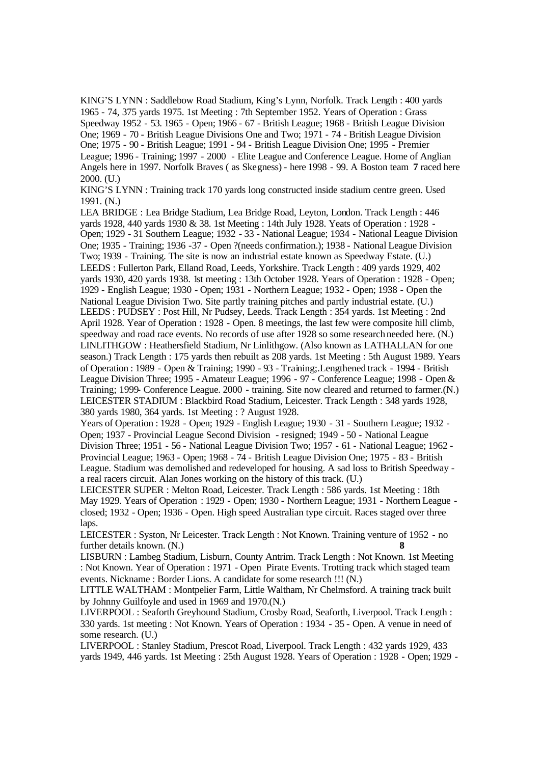KING'S LYNN : Saddlebow Road Stadium, King's Lynn, Norfolk. Track Length : 400 yards 1965 - 74, 375 yards 1975. 1st Meeting : 7th September 1952. Years of Operation : Grass Speedway 1952 - 53. 1965 - Open; 1966 - 67 - British League; 1968 - British League Division One; 1969 - 70 - British League Divisions One and Two; 1971 - 74 - British League Division One; 1975 - 90 - British League; 1991 - 94 - British League Division One; 1995 - Premier League; 1996 - Training; 1997 - 2000 - Elite League and Conference League. Home of Anglian Angels here in 1997. Norfolk Braves ( as Skegness) - here 1998 - 99. A Boston team raced here 2000. (U.)

KING'S LYNN : Training track 170 yards long constructed inside stadium centre green. Used 1991. (N.)

LEA BRIDGE : Lea Bridge Stadium, Lea Bridge Road, Leyton, London. Track Length : 446 yards 1928, 440 yards 1930 & 38. 1st Meeting : 14th July 1928. Yeats of Operation : 1928 - Open; 1929 - 31 Southern League; 1932 - 33 - National League; 1934 - National League Division One; 1935 - Training; 1936 -37 - Open ?(needs confirmation.); 1938 - National League Division Two; 1939 - Training. The site is now an industrial estate known as Speedway Estate. (U.)

LEEDS : Fullerton Park, Elland Road, Leeds, Yorkshire. Track Length : 409 yards 1929, 402 yards 1930, 420 yards 1938. 1st meeting : 13th October 1928. Years of Operation : 1928 - Open; 1929 - English League; 1930 - Open; 1931 - Northern League; 1932 - Open; 1938 - Open the National League Division Two. Site partly training pitches and partly industrial estate. (U.)

LEEDS : PUDSEY : Post Hill, Nr Pudsey, Leeds. Track Length : 354 yards. 1st Meeting : 2nd April 1928. Year of Operation : 1928 - Open. 8 meetings, the last few were composite hill climb, speedway and road race events. No records of use after 1928 so some research needed here. (N.)

LINLITHGOW : Heathersfield Stadium, Nr Linlithgow. (Also known as LATHALLAN for one season.) Track Length : 175 yards then rebuilt as 208 yards. 1st Meeting : 5th August 1989. Years of Operation : 1989 - Open & Training; 1990 - 93 - Training;.Lengthened track - 1994 - British League Division Three; 1995 - Amateur League; 1996 - 97 - Conference League; 1998 - Open & Training; 1999- Conference League. 2000 - training. Site now cleared and returned to farmer.(N.)

LEICESTER STADIUM : Blackbird Road Stadium, Leicester. Track Length : 348 yards 1928, 380 yards 1980, 364 yards. 1st Meeting : ? August 1928.

Years of Operation : 1928 - Open; 1929 - English League; 1930 - 31 - Southern League; 1932 - Open; 1937 - Provincial League Second Division - resigned; 1949 - 50 - National League Division Three; 1951 - 56 - National League Division Two; 1957 - 61 - National League; 1962 - Provincial League; 1963 - Open; 1968 - 74 - British League Division One; 1975 - 83 - British League. Stadium was demolished and redeveloped for housing. A sad loss to British Speedway - a real racers circuit. Alan Jones working on the history of this track. (U.)

LEICESTER SUPER : Melton Road, Leicester. Track Length : 586 yards. 1st Meeting : 18th May 1929. Years of Operation : 1929 - Open; 1930 - Northern League; 1931 - Northern League - closed; 1932 - Open; 1936 - Open. High speed Australian type circuit. Races staged over three laps.

LEICESTER : Syston, Nr Leicester. Track Length : Not Known. Training venture of 1952 - no further details known. (N.)

LISBURN : Lambeg Stadium, Lisburn, County Antrim. Track Length : Not Known. 1st Meeting : Not Known. Year of Operation : 1971 - Open Pirate Events. Trotting track which staged team events. Nickname : Border Lions. A candidate for some research !!! (N.)

LITTLE WALTHAM : Montpelier Farm, Little Waltham, Nr Chelmsford. A training track built by Johnny Guilfoyle and used in 1969 and 1970.(N.)

LIVERPOOL : Seaforth Greyhound Stadium, Crosby Road, Seaforth, Liverpool. Track Length : 330 yards. 1st meeting : Not Known. Years of Operation : 1934 - 35 - Open. A venue in need of some research. (U.)

LIVERPOOL : Stanley Stadium, Prescot Road, Liverpool. Track Length : 432 yards 1929, 433 yards 1949, 446 yards. 1st Meeting : 25th August 1928. Years of Operation : 1928 - Open; 1929 -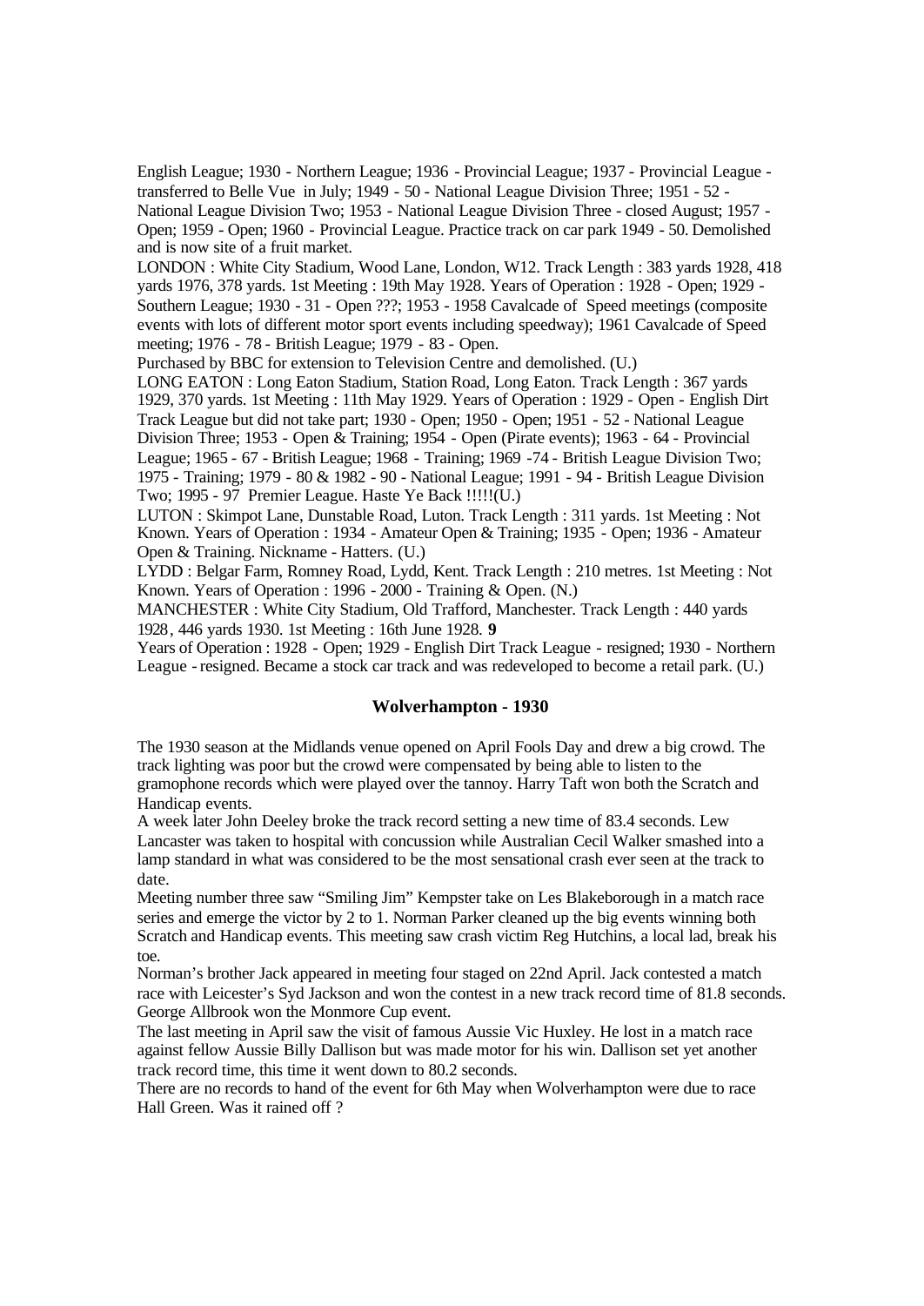English League; 1930 - Northern League; 1936 - Provincial League; 1937 - Provincial League - transferred to Belle Vue in July; 1949 - 50 - National League Division Three; 1951 - 52 - National League Division Two; 1953 - National League Division Three - closed August; 1957 - Open; 1959 - Open; 1960 - Provincial League. Practice track on car park 1949 - 50. Demolished and is now site of a fruit market.

LONDON : White City Stadium, Wood Lane, London, W12. Track Length : 383 yards 1928, 418 yards 1976, 378 yards. 1st Meeting : 19th May 1928. Years of Operation : 1928 - Open; 1929 - Southern League; 1930 - 31 - Open ???; 1953 - 1958 Cavalcade of Speed meetings (composite events with lots of different motor sport events including speedway); 1961 Cavalcade of Speed meeting; 1976 - 78 - British League; 1979 - 83 - Open.

Purchased by BBC for extension to Television Centre and demolished. (U.)

LONG EATON : Long Eaton Stadium, Station Road, Long Eaton. Track Length : 367 yards 1929, 370 yards. 1st Meeting : 11th May 1929. Years of Operation : 1929 - Open - English Dirt Track League but did not take part; 1930 - Open; 1950 - Open; 1951 - 52 - National League Division Three; 1953 - Open & Training; 1954 - Open (Pirate events); 1963 - 64 - Provincial League; 1965 - 67 - British League; 1968 - Training; 1969 -74 - British League Division Two; 1975 - Training; 1979 - 80 & 1982 - 90 - National League; 1991 - 94 - British League Division Two; 1995 - 97 Premier League. Haste Ye Back !!!!!(U.)

LUTON : Skimpot Lane, Dunstable Road, Luton. Track Length : 311 yards. 1st Meeting : Not Known. Years of Operation : 1934 - Amateur Open & Training; 1935 - Open; 1936 - Amateur Open & Training. Nickname - Hatters. (U.)

LYDD : Belgar Farm, Romney Road, Lydd, Kent. Track Length : 210 metres. 1st Meeting : Not Known. Years of Operation : 1996 - 2000 - Training & Open. (N.)

MANCHESTER : White City Stadium, Old Trafford, Manchester. Track Length : 440 yards 1928, 446 yards 1930. 1st Meeting : 16th June 1928.

Years of Operation : 1928 - Open; 1929 - English Dirt Track League - resigned; 1930 - Northern League - resigned. Became a stock car track and was redeveloped to become a retail park. (U.)

## Wolverhampton - 1930

The 1930 season at the Midlands venue opened on April Fools Day and drew a big crowd. The track lighting was poor but the crowd were compensated by being able to listen to the gramophone records which were played over the tannoy. Harry Taft won both the Scratch and Handicap events.

A week later John Deeley broke the track record setting a new time of 83.4 seconds. Lew Lancaster was taken to hospital with concussion while Australian Cecil Walker smashed into a lamp standard in what was considered to be the most sensational crash ever seen at the track to date.

Meeting number three saw "Smiling Jim" Kempster take on Les Blakeborough in a match race series and emerge the victor by 2 to 1. Norman Parker cleaned up the big events winning both Scratch and Handicap events. This meeting saw crash victim Reg Hutchins, a local lad, break his toe.

Norman's brother Jack appeared in meeting four staged on 22nd April. Jack contested a match race with Leicester's Syd Jackson and won the contest in a new track record time of 81.8 seconds. George Allbrook won the Monmore Cup event.

The last meeting in April saw the visit of famous Aussie Vic Huxley. He lost in a match race against fellow Aussie Billy Dallison but was made motor for his win. Dallison set yet another track record time, this time it went down to 80.2 seconds.

There are no records to hand of the event for 6th May when Wolverhampton were due to race Hall Green. Was it rained off ?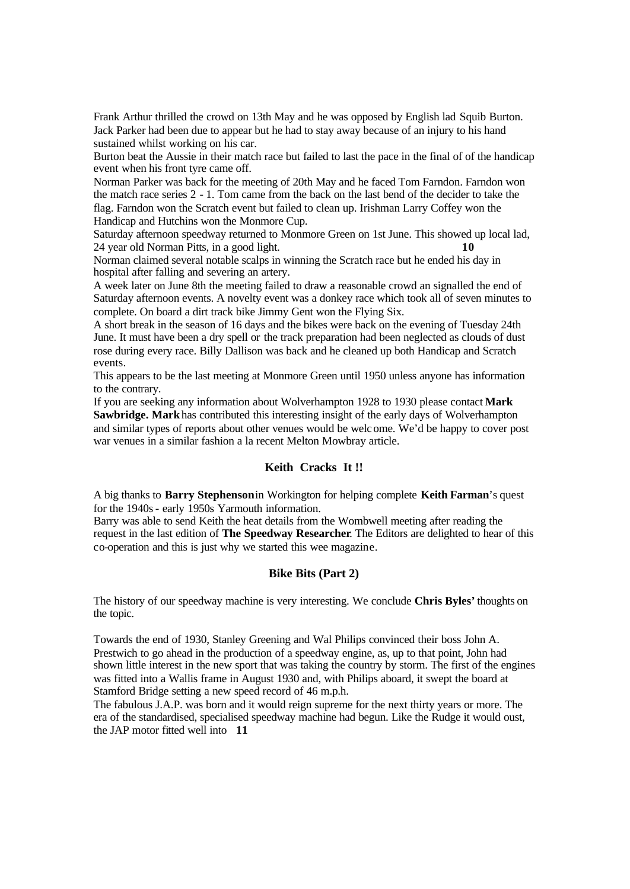Frank Arthur thrilled the crowd on 13th May and he was opposed by English lad Squib Burton. Jack Parker had been due to appear but he had to stay away because of an injury to his hand sustained whilst working on his car.

Burton beat the Aussie in their match race but failed to last the pace in the final of of the handicap event when his front tyre came off.

Norman Parker was back for the meeting of 20th May and he faced Tom Farndon. Farndon won the match race series 2 - 1. Tom came from the back on the last bend of the decider to take the flag. Farndon won the Scratch event but failed to clean up. Irishman Larry Coffey won the Handicap and Hutchins won the Monmore Cup.

Saturday afternoon speedway returned to Monmore Green on 1st June. This showed up local lad, 24 year old Norman Pitts, in a good light.

Norman claimed several notable scalps in winning the Scratch race but he ended his day in hospital after falling and severing an artery.

A week later on June 8th the meeting failed to draw a reasonable crowd an signalled the end of Saturday afternoon events. A novelty event was a donkey race which took all of seven minutes to complete. On board a dirt track bike Jimmy Gent won the Flying Six.

A short break in the season of 16 days and the bikes were back on the evening of Tuesday 24th June. It must have been a dry spell or the track preparation had been neglected as clouds of dust rose during every race. Billy Dallison was back and he cleaned up both Handicap and Scratch events.

This appears to be the last meeting at Monmore Green until 1950 unless anyone has information to the contrary.

If you are seeking any information about Wolverhampton 1928 to 1930 please contact **Mark Sawbridge. Mark** has contributed this interesting insight of the early days of Wolverhampton and similar types of reports about other venues would be welcome. We'd be happy to cover post war venues in a similar fashion a la recent Melton Mowbray article.

### Keith Cracks It !!

A big thanks to **Barry Stephenson** in Workington for helping complete **Keith Farman**'s quest for the 1940s - early 1950s Yarmouth information.

Barry was able to send Keith the heat details from the Wombwell meeting after reading the request in the last edition of **The Speedway Researcher**. The Editors are delighted to hear of this co-operation and this is just why we started this wee magazine.

### Bike Bits (Part 2)

The history of our speedway machine is very interesting. We conclude **Chris Byles'** thoughts on the topic.

Towards the end of 1930, Stanley Greening and Wal Philips convinced their boss John A. Prestwich to go ahead in the production of a speedway engine, as, up to that point, John had shown little interest in the new sport that was taking the country by storm. The first of the engines was fitted into a Wallis frame in August 1930 and, with Philips aboard, it swept the board at Stamford Bridge setting a new speed record of 46 m.p.h.

The fabulous J.A.P. was born and it would reign supreme for the next thirty years or more. The era of the standardised, specialised speedway machine had begun. Like the Rudge it would oust, the JAP motor fitted well into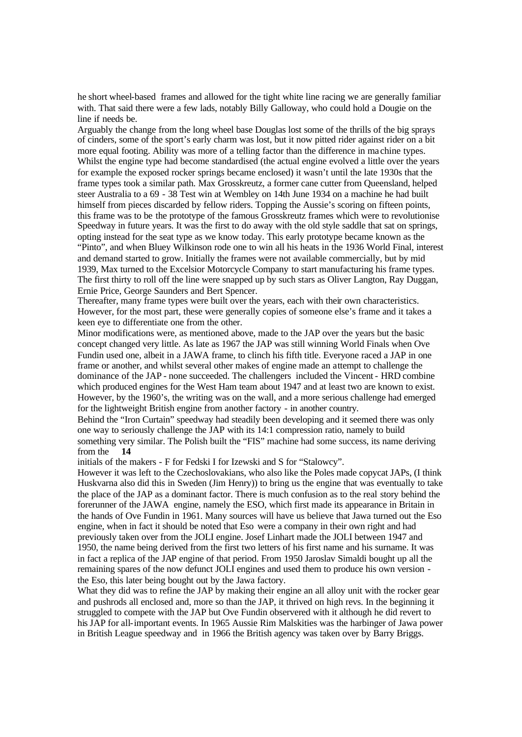he short wheel-based frames and allowed for the tight white line racing we are generally familiar with. That said there were a few lads, notably Billy Galloway, who could hold a Dougie on the line if needs be.

Arguably the change from the long wheel base Douglas lost some of the thrills of the big sprays of cinders, some of the sport's early charm was lost, but it now pitted rider against rider on a bit more equal footing. Ability was more of a telling factor than the difference in machine types.

Whilst the engine type had become standardised (the actual engine evolved a little over the years for example the exposed rocker springs became enclosed) it wasn't until the late 1930s that the frame types took a similar path. Max Grosskreutz, a former cane cutter from Queensland, helped steer Australia to a 69 - 38 Test win at Wembley on 14th June 1934 on a machine he had built himself from pieces discarded by fellow riders. Topping the Aussie's scoring on fifteen points, this frame was to be the prototype of the famous Grosskreutz frames which were to revolutionise Speedway in future years. It was the first to do away with the old style saddle that sat on springs, opting instead for the seat type as we know today. This early prototype became known as the "Pinto", and when Bluey Wilkinson rode one to win all his heats in the 1936 World Final, interest and demand started to grow. Initially the frames were not available commercially, but by mid 1939, Max turned to the Excelsior Motorcycle Company to start manufacturing his frame types. The first thirty to roll off the line were snapped up by such stars as Oliver Langton, Ray Duggan, Ernie Price, George Saunders and Bert Spencer.

Thereafter, many frame types were built over the years, each with their own characteristics. However, for the most part, these were generally copies of someone else's frame and it takes a keen eye to differentiate one from the other.

Minor modifications were, as mentioned above, made to the JAP over the years but the basic concept changed very little. As late as 1967 the JAP was still winning World Finals when Ove Fundin used one, albeit in a JAWA frame, to clinch his fifth title. Everyone raced a JAP in one frame or another, and whilst several other makes of engine made an attempt to challenge the dominance of the JAP - none succeeded. The challengers included the Vincent - HRD combine which produced engines for the West Ham team about 1947 and at least two are known to exist. However, by the 1960's, the writing was on the wall, and a more serious challenge had emerged for the lightweight British engine from another factory - in another country.

Behind the "Iron Curtain" speedway had steadily been developing and it seemed there was only one way to seriously challenge the JAP with its 14:1 compression ratio, namely to build something very similar. The Polish built the "FIS" machine had some success, its name deriving from the initials of the makers - F for Fedski I for Izewski and S for "Stalowcy".

However it was left to the Czechoslovakians, who also like the Poles made copycat JAPs, (I think Huskvarna also did this in Sweden (Jim Henry)) to bring us the engine that was eventually to take the place of the JAP as a dominant factor. There is much confusion as to the real story behind the forerunner of the JAWA engine, namely the ESO, which first made its appearance in Britain in the hands of Ove Fundin in 1961. Many sources will have us believe that Jawa turned out the Eso engine, when in fact it should be noted that Eso were a company in their own right and had previously taken over from the JOLI engine. Josef Linhart made the JOLI between 1947 and 1950, the name being derived from the first two letters of his first name and his surname. It was in fact a replica of the JAP engine of that period. From 1950 Jaroslav Simaldi bought up all the remaining spares of the now defunct JOLI engines and used them to produce his own version - the Eso, this later being bought out by the Jawa factory.

What they did was to refine the JAP by making their engine an all alloy unit with the rocker gear and pushrods all enclosed and, more so than the JAP, it thrived on high revs. In the beginning it struggled to compete with the JAP but Ove Fundin observered with it although he did revert to his JAP for all-important events. In 1965 Aussie Rim Malskities was the harbinger of Jawa power in British League speedway and in 1966 the British agency was taken over by Barry Briggs.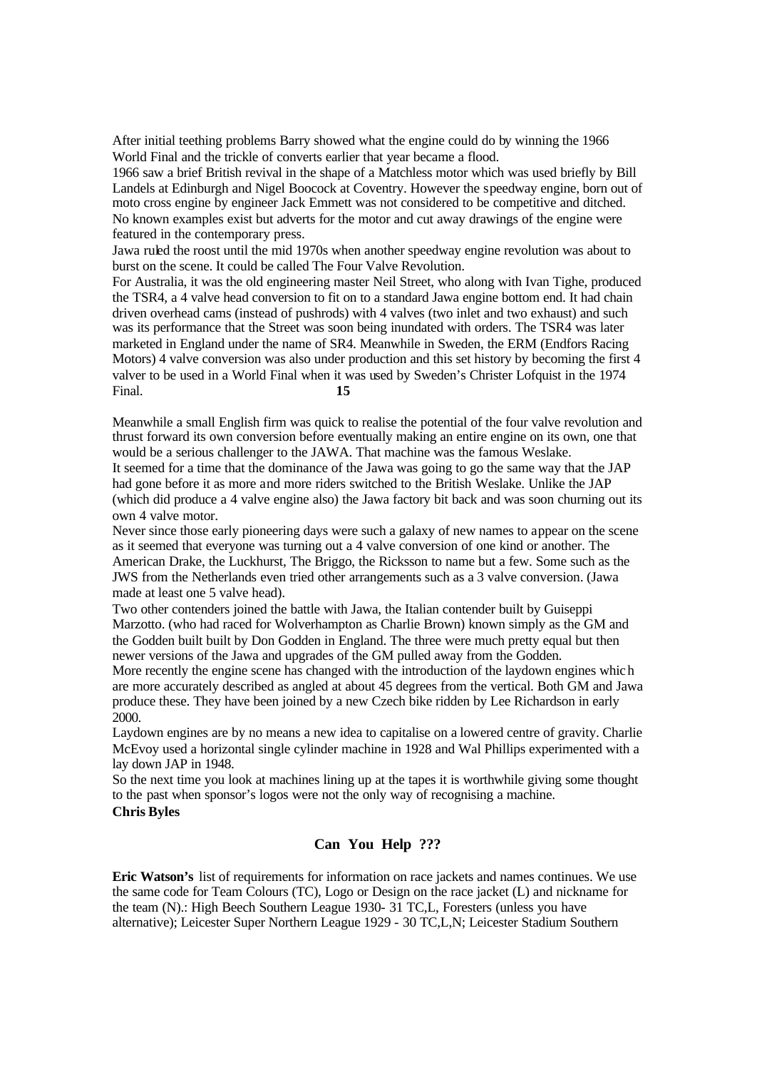After initial teething problems Barry showed what the engine could do by winning the 1966 World Final and the trickle of converts earlier that year became a flood.

1966 saw a brief British revival in the shape of a Matchless motor which was used briefly by Bill Landels at Edinburgh and Nigel Boocock at Coventry. However the speedway engine, born out of moto cross engine by engineer Jack Emmett was not considered to be competitive and ditched. No known examples exist but adverts for the motor and cut away drawings of the engine were featured in the contemporary press.

Jawa ruled the roost until the mid 1970s when another speedway engine revolution was about to burst on the scene. It could be called The Four Valve Revolution.

For Australia, it was the old engineering master Neil Street, who along with Ivan Tighe, produced the TSR4, a 4 valve head conversion to fit on to a standard Jawa engine bottom end. It had chain driven overhead cams (instead of pushrods) with 4 valves (two inlet and two exhaust) and such was its performance that the Street was soon being inundated with orders. The TSR4 was later marketed in England under the name of SR4. Meanwhile in Sweden, the ERM (Endfors Racing Motors) 4 valve conversion was also under production and this set history by becoming the first 4 valver to be used in a World Final when it was used by Sweden's Christer Lofquist in the 1974 Final.

Meanwhile a small English firm was quick to realise the potential of the four valve revolution and thrust forward its own conversion before eventually making an entire engine on its own, one that would be a serious challenger to the JAWA. That machine was the famous Weslake.

It seemed for a time that the dominance of the Jawa was going to go the same way that the JAP had gone before it as more and more riders switched to the British Weslake. Unlike the JAP (which did produce a 4 valve engine also) the Jawa factory bit back and was soon churning out its own 4 valve motor.

Never since those early pioneering days were such a galaxy of new names to appear on the scene as it seemed that everyone was turning out a 4 valve conversion of one kind or another. The American Drake, the Luckhurst, The Briggo, the Ricksson to name but a few. Some such as the JWS from the Netherlands even tried other arrangements such as a 3 valve conversion. (Jawa made at least one 5 valve head).

Two other contenders joined the battle with Jawa, the Italian contender built by Guiseppi Marzotto. (who had raced for Wolverhampton as Charlie Brown) known simply as the GM and the Godden built built by Don Godden in England. The three were much pretty equal but then newer versions of the Jawa and upgrades of the GM pulled away from the Godden.

More recently the engine scene has changed with the introduction of the laydown engines which are more accurately described as angled at about 45 degrees from the vertical. Both GM and Jawa produce these. They have been joined by a new Czech bike ridden by Lee Richardson in early 2000.

Laydown engines are by no means a new idea to capitalise on a lowered centre of gravity. Charlie McEvoy used a horizontal single cylinder machine in 1928 and Wal Phillips experimented with a lay down JAP in 1948.

So the next time you look at machines lining up at the tapes it is worthwhile giving some thought to the past when sponsor's logos were not the only way of recognising a machine.

**Chris Byles**

## Can You Help ???

**Eric Watson's** list of requirements for information on race jackets and names continues. We use the same code for Team Colours (TC), Logo or Design on the race jacket (L) and nickname for the team (N).: High Beech Southern League 1930- 31 TC,L, Foresters (unless you have alternative); Leicester Super Northern League 1929 - 30 TC,L,N; Leicester Stadium Southern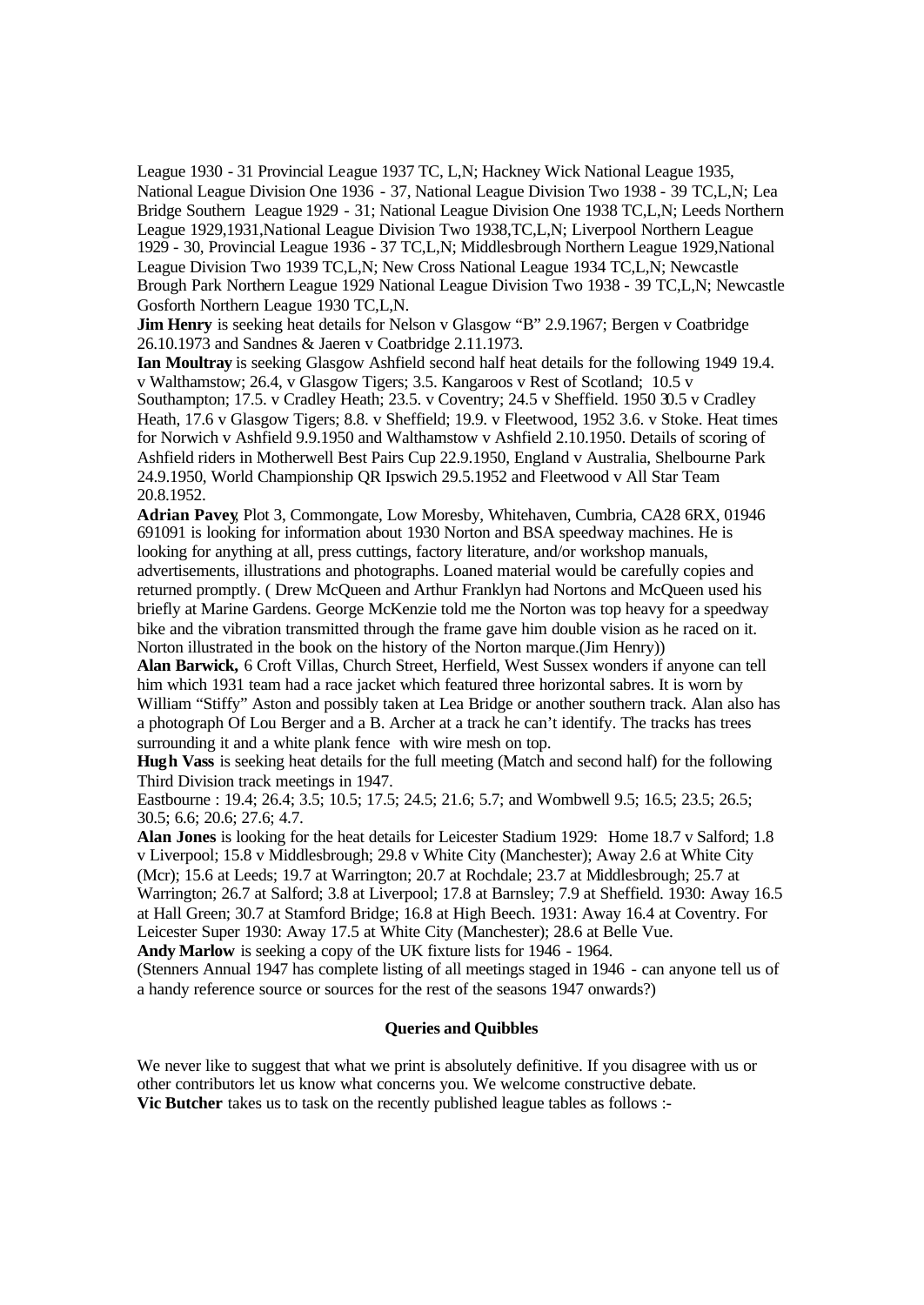League 1930 - 31 Provincial League 1937 TC, L,N; Hackney Wick National League 1935, National League Division One 1936 - 37, National League Division Two 1938 - 39 TC,L,N; Lea Bridge Southern League 1929 - 31; National League Division One 1938 TC,L,N; Leeds Northern League 1929,1931,National League Division Two 1938,TC,L,N; Liverpool Northern League 1929 - 30, Provincial League 1936 - 37 TC,L,N; Middlesbrough Northern League 1929,National League Division Two 1939 TC,L,N; New Cross National League 1934 TC,L,N; Newcastle Brough Park Northern League 1929 National League Division Two 1938 - 39 TC,L,N; Newcastle Gosforth Northern League 1930 TC,L,N.

**Jim Henry** is seeking heat details for Nelson v Glasgow "B" 2.9.1967; Bergen v Coatbridge 26.10.1973 and Sandnes & Jaeren v Coatbridge 2.11.1973.

**Ian Moultray** is seeking Glasgow Ashfield second half heat details for the following 1949 19.4. v Walthamstow; 26.4, v Glasgow Tigers; 3.5. Kangaroos v Rest of Scotland; 10.5 v Southampton; 17.5. v Cradley Heath; 23.5. v Coventry; 24.5 v Sheffield. 1950 30.5 v Cradley Heath, 17.6 v Glasgow Tigers; 8.8. v Sheffield; 19.9. v Fleetwood, 1952 3.6. v Stoke. Heat times for Norwich v Ashfield 9.9.1950 and Walthamstow v Ashfield 2.10.1950. Details of scoring of Ashfield riders in Motherwell Best Pairs Cup 22.9.1950, England v Australia, Shelbourne Park 24.9.1950, World Championship QR Ipswich 29.5.1952 and Fleetwood v All Star Team 20.8.1952.

**Adrian Pavey**, Plot 3, Commongate, Low Moresby, Whitehaven, Cumbria, CA28 6RX, 01946 691091 is looking for information about 1930 Norton and BSA speedway machines. He is looking for anything at all, press cuttings, factory literature, and/or workshop manuals, advertisements, illustrations and photographs. Loaned material would be carefully copies and returned promptly. ( Drew McQueen and Arthur Franklyn had Nortons and McQueen used his briefly at Marine Gardens. George McKenzie told me the Norton was top heavy for a speedway bike and the vibration transmitted through the frame gave him double vision as he raced on it. Norton illustrated in the book on the history of the Norton marque.(Jim Henry))

**Alan Barwick,** 6 Croft Villas, Church Street, Herfield, West Sussex wonders if anyone can tell him which 1931 team had a race jacket which featured three horizontal sabres. It is worn by William "Stiffy" Aston and possibly taken at Lea Bridge or another southern track. Alan also has a photograph Of Lou Berger and a B. Archer at a track he can't identify. The tracks has trees surrounding it and a white plank fence with wire mesh on top.

**Hugh Vass** is seeking heat details for the full meeting (Match and second half) for the following Third Division track meetings in 1947.

Eastbourne : 19.4; 26.4; 3.5; 10.5; 17.5; 24.5; 21.6; 5.7; and Wombwell 9.5; 16.5; 23.5; 26.5; 30.5; 6.6; 20.6; 27.6; 4.7.

**Alan Jones** is looking for the heat details for Leicester Stadium 1929: Home 18.7 v Salford; 1.8 v Liverpool; 15.8 v Middlesbrough; 29.8 v White City (Manchester); Away 2.6 at White City (Mcr); 15.6 at Leeds; 19.7 at Warrington; 20.7 at Rochdale; 23.7 at Middlesbrough; 25.7 at Warrington; 26.7 at Salford; 3.8 at Liverpool; 17.8 at Barnsley; 7.9 at Sheffield. 1930: Away 16.5 at Hall Green; 30.7 at Stamford Bridge; 16.8 at High Beech. 1931: Away 16.4 at Coventry. For Leicester Super 1930: Away 17.5 at White City (Manchester); 28.6 at Belle Vue.

**Andy Marlow** is seeking a copy of the UK fixture lists for 1946 - 1964.

(Stenners Annual 1947 has complete listing of all meetings staged in 1946 - can anyone tell us of a handy reference source or sources for the rest of the seasons 1947 onwards?)

## Queries and Quibbles

We never like to suggest that what we print is absolutely definitive. If you disagree with us or other contributors let us know what concerns you. We welcome constructive debate.

**Vic Butcher** takes us to task on the recently published league tables as follows :-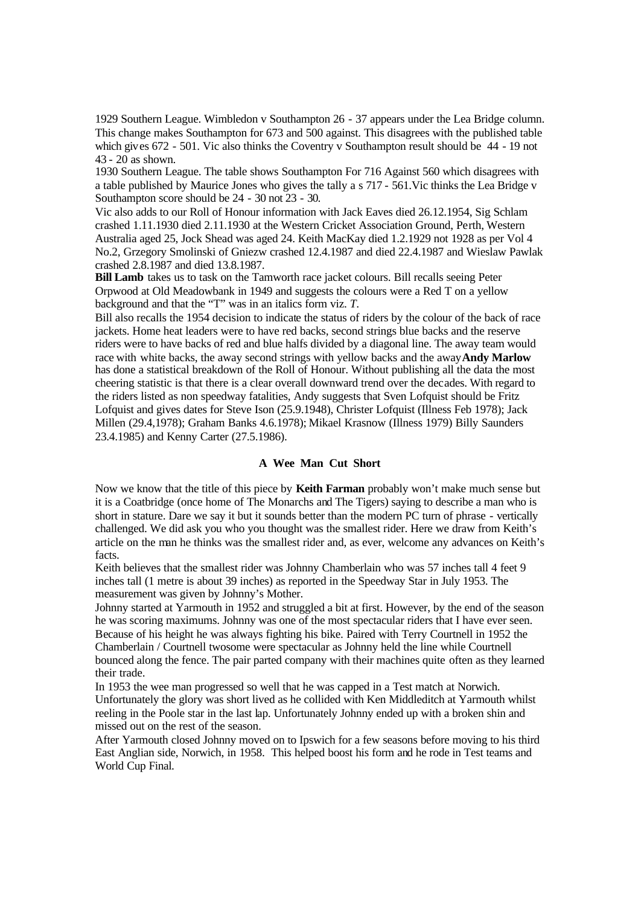1929 Southern League. Wimbledon v Southampton 26 - 37 appears under the Lea Bridge column. This change makes Southampton for 673 and 500 against. This disagrees with the published table which gives 672 - 501. Vic also thinks the Coventry v Southampton result should be 44 - 19 not 43 - 20 as shown.

1930 Southern League. The table shows Southampton For 716 Against 560 which disagrees with a table published by Maurice Jones who gives the tally a s 717 - 561.Vic thinks the Lea Bridge v Southampton score should be 24 - 30 not 23 - 30.

Vic also adds to our Roll of Honour information with Jack Eaves died 26.12.1954, Sig Schlam crashed 1.11.1930 died 2.11.1930 at the Western Cricket Association Ground, Perth, Western Australia aged 25, Jock Shead was aged 24. Keith MacKay died 1.2.1929 not 1928 as per Vol 4 No.2, Grzegory Smolinski of Gniezw crashed 12.4.1987 and died 22.4.1987 and Wieslaw Pawlak crashed 2.8.1987 and died 13.8.1987.

**Bill Lamb** takes us to task on the Tamworth race jacket colours. Bill recalls seeing Peter Orpwood at Old Meadowbank in 1949 and suggests the colours were a Red T on a yellow background and that the "T" was in an italics form viz. *T*.

Bill also recalls the 1954 decision to indicate the status of riders by the colour of the back of race jackets. Home heat leaders were to have red backs, second strings blue backs and the reserve riders were to have backs of red and blue halfs divided by a diagonal line. The away team would race with white backs, the away second strings with yellow backs and the away **Andy Marlow** has done a statistical breakdown of the Roll of Honour. Without publishing all the data the most cheering statistic is that there is a clear overall downward trend over the decades. With regard to the riders listed as non speedway fatalities, Andy suggests that Sven Lofquist should be Fritz Lofquist and gives dates for Steve Ison (25.9.1948), Christer Lofquist (Illness Feb 1978); Jack Millen (29.4,1978); Graham Banks 4.6.1978); Mikael Krasnow (Illness 1979) Billy Saunders 23.4.1985) and Kenny Carter (27.5.1986).

### A Wee Man Cut Short

Now we know that the title of this piece by **Keith Farman** probably won't make much sense but it is a Coatbridge (once home of The Monarchs and The Tigers) saying to describe a man who is short in stature. Dare we say it but it sounds better than the modern PC turn of phrase - vertically challenged. We did ask you who you thought was the smallest rider. Here we draw from Keith's article on the man he thinks was the smallest rider and, as ever, welcome any advances on Keith's facts.

Keith believes that the smallest rider was Johnny Chamberlain who was 57 inches tall 4 feet 9 inches tall (1 metre is about 39 inches) as reported in the Speedway Star in July 1953. The measurement was given by Johnny's Mother.

Johnny started at Yarmouth in 1952 and struggled a bit at first. However, by the end of the season he was scoring maximums. Johnny was one of the most spectacular riders that I have ever seen. Because of his height he was always fighting his bike. Paired with Terry Courtnell in 1952 the Chamberlain / Courtnell twosome were spectacular as Johnny held the line while Courtnell bounced along the fence. The pair parted company with their machines quite often as they learned their trade.

In 1953 the wee man progressed so well that he was capped in a Test match at Norwich. Unfortunately the glory was short lived as he collided with Ken Middleditch at Yarmouth whilst reeling in the Poole star in the last lap. Unfortunately Johnny ended up with a broken shin and missed out on the rest of the season.

After Yarmouth closed Johnny moved on to Ipswich for a few seasons before moving to his third East Anglian side, Norwich, in 1958. This helped boost his form and he rode in Test teams and World Cup Final.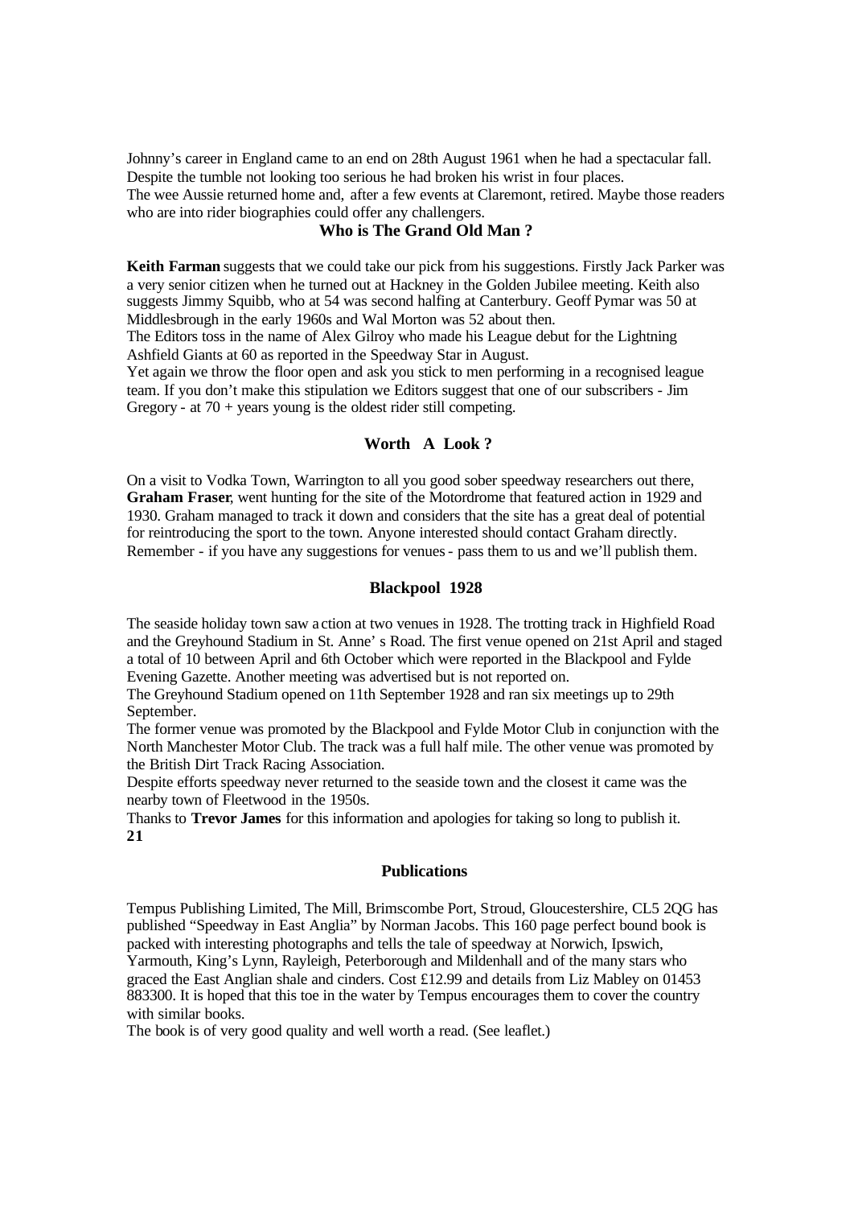Johnny's career in England came to an end on 28th August 1961 when he had a spectacular fall. Despite the tumble not looking too serious he had broken his wrist in four places.
The wee Aussie returned home and, after a few events at Claremont, retired. Maybe those readers who are into rider biographies could offer any challengers.

### Who is The Grand Old Man ?

**Keith Farman** suggests that we could take our pick from his suggestions. Firstly Jack Parker was a very senior citizen when he turned out at Hackney in the Golden Jubilee meeting. Keith also suggests Jimmy Squibb, who at 54 was second halfing at Canterbury. Geoff Pymar was 50 at Middlesbrough in the early 1960s and Wal Morton was 52 about then.
The Editors toss in the name of Alex Gilroy who made his League debut for the Lightning Ashfield Giants at 60 as reported in the Speedway Star in August.
Yet again we throw the floor open and ask you stick to men performing in a recognised league team. If you don't make this stipulation we Editors suggest that one of our subscribers - Jim Gregory - at 70 + years young is the oldest rider still competing.

### Worth A Look ?

On a visit to Vodka Town, Warrington to all you good sober speedway researchers out there, **Graham Fraser**, went hunting for the site of the Motordrome that featured action in 1929 and 1930. Graham managed to track it down and considers that the site has a great deal of potential for reintroducing the sport to the town. Anyone interested should contact Graham directly.
Remember - if you have any suggestions for venues - pass them to us and we'll publish them.

### Blackpool 1928

The seaside holiday town saw action at two venues in 1928. The trotting track in Highfield Road and the Greyhound Stadium in St. Anne's Road. The first venue opened on 21st April and staged a total of 10 between April and 6th October which were reported in the Blackpool and Fylde Evening Gazette. Another meeting was advertised but is not reported on.
The Greyhound Stadium opened on 11th September 1928 and ran six meetings up to 29th September.
The former venue was promoted by the Blackpool and Fylde Motor Club in conjunction with the North Manchester Motor Club. The track was a full half mile. The other venue was promoted by the British Dirt Track Racing Association.
Despite efforts speedway never returned to the seaside town and the closest it came was the nearby town of Fleetwood in the 1950s.
Thanks to **Trevor James** for this information and apologies for taking so long to publish it.

### Publications

Tempus Publishing Limited, The Mill, Brimscombe Port, Stroud, Gloucestershire, CL5 2QG has published "Speedway in East Anglia" by Norman Jacobs. This 160 page perfect bound book is packed with interesting photographs and tells the tale of speedway at Norwich, Ipswich, Yarmouth, King's Lynn, Rayleigh, Peterborough and Mildenhall and of the many stars who graced the East Anglian shale and cinders. Cost £12.99 and details from Liz Mabley on 01453 883300. It is hoped that this toe in the water by Tempus encourages them to cover the country with similar books.
The book is of very good quality and well worth a read. (See leaflet.)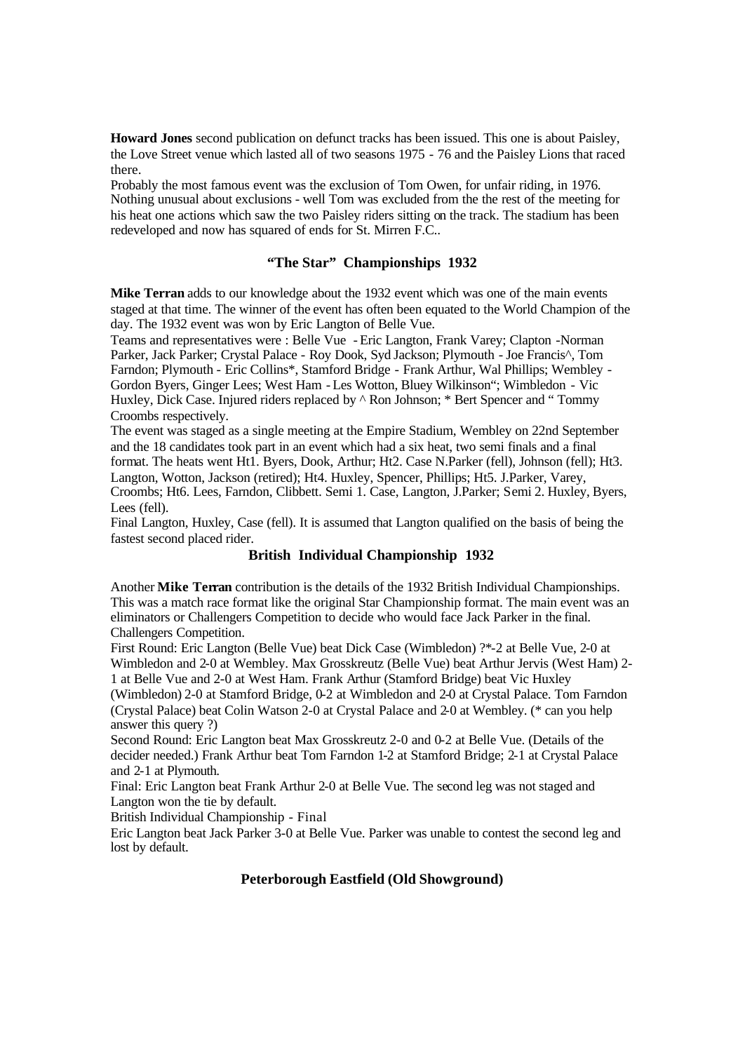**Howard Jones** second publication on defunct tracks has been issued. This one is about Paisley, the Love Street venue which lasted all of two seasons 1975 - 76 and the Paisley Lions that raced there.

Probably the most famous event was the exclusion of Tom Owen, for unfair riding, in 1976. Nothing unusual about exclusions - well Tom was excluded from the the rest of the meeting for his heat one actions which saw the two Paisley riders sitting on the track. The stadium has been redeveloped and now has squared of ends for St. Mirren F.C..

### "The Star" Championships 1932

**Mike Terran** adds to our knowledge about the 1932 event which was one of the main events staged at that time. The winner of the event has often been equated to the World Champion of the day. The 1932 event was won by Eric Langton of Belle Vue.

Teams and representatives were : Belle Vue - Eric Langton, Frank Varey; Clapton -Norman Parker, Jack Parker; Crystal Palace - Roy Dook, Syd Jackson; Plymouth - Joe Francis^, Tom Farndon; Plymouth - Eric Collins*, Stamford Bridge - Frank Arthur, Wal Phillips; Wembley - Gordon Byers, Ginger Lees; West Ham - Les Wotton, Bluey Wilkinson"; Wimbledon - Vic Huxley, Dick Case. Injured riders replaced by ^ Ron Johnson; * Bert Spencer and " Tommy Croombs respectively.

The event was staged as a single meeting at the Empire Stadium, Wembley on 22nd September and the 18 candidates took part in an event which had a six heat, two semi finals and a final format. The heats went Ht1. Byers, Dook, Arthur; Ht2. Case N.Parker (fell), Johnson (fell); Ht3. Langton, Wotton, Jackson (retired); Ht4. Huxley, Spencer, Phillips; Ht5. J.Parker, Varey, Croombs; Ht6. Lees, Farndon, Clibbett. Semi 1. Case, Langton, J.Parker; Semi 2. Huxley, Byers, Lees (fell).

Final Langton, Huxley, Case (fell). It is assumed that Langton qualified on the basis of being the fastest second placed rider.

### British Individual Championship 1932

Another **Mike Terran** contribution is the details of the 1932 British Individual Championships. This was a match race format like the original Star Championship format. The main event was an eliminators or Challengers Competition to decide who would face Jack Parker in the final.

Challengers Competition.

First Round: Eric Langton (Belle Vue) beat Dick Case (Wimbledon) ?*-2 at Belle Vue, 2-0 at Wimbledon and 2-0 at Wembley. Max Grosskreutz (Belle Vue) beat Arthur Jervis (West Ham) 2-1 at Belle Vue and 2-0 at West Ham. Frank Arthur (Stamford Bridge) beat Vic Huxley (Wimbledon) 2-0 at Stamford Bridge, 0-2 at Wimbledon and 2-0 at Crystal Palace. Tom Farndon (Crystal Palace) beat Colin Watson 2-0 at Crystal Palace and 2-0 at Wembley. (* can you help answer this query ?)

Second Round: Eric Langton beat Max Grosskreutz 2-0 and 0-2 at Belle Vue. (Details of the decider needed.) Frank Arthur beat Tom Farndon 1-2 at Stamford Bridge; 2-1 at Crystal Palace and 2-1 at Plymouth.

Final: Eric Langton beat Frank Arthur 2-0 at Belle Vue. The second leg was not staged and Langton won the tie by default.

British Individual Championship - Final

Eric Langton beat Jack Parker 3-0 at Belle Vue. Parker was unable to contest the second leg and lost by default.

### Peterborough Eastfield (Old Showground)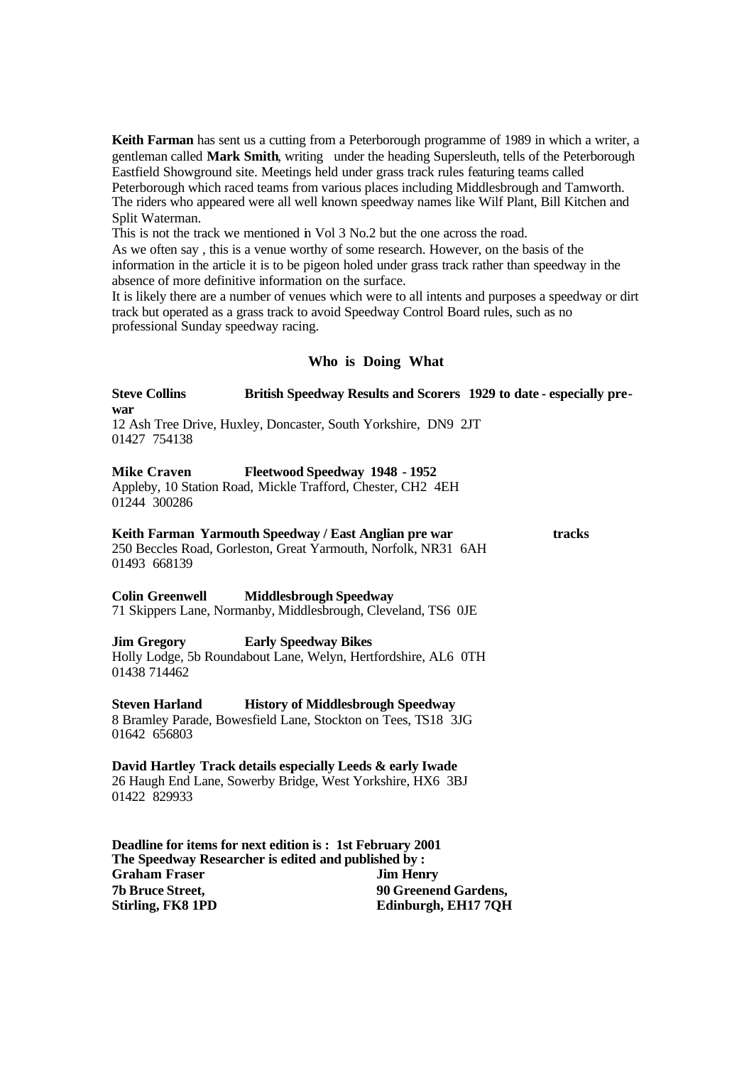**Keith Farman** has sent us a cutting from a Peterborough programme of 1989 in which a writer, a gentleman called **Mark Smith**, writing under the heading Supersleuth, tells of the Peterborough Eastfield Showground site. Meetings held under grass track rules featuring teams called Peterborough which raced teams from various places including Middlesbrough and Tamworth. The riders who appeared were all well known speedway names like Wilf Plant, Bill Kitchen and Split Waterman.

This is not the track we mentioned in Vol 3 No.2 but the one across the road.

As we often say , this is a venue worthy of some research. However, on the basis of the information in the article it is to be pigeon holed under grass track rather than speedway in the absence of more definitive information on the surface.

It is likely there are a number of venues which were to all intents and purposes a speedway or dirt track but operated as a grass track to avoid Speedway Control Board rules, such as no professional Sunday speedway racing.

## Who is Doing What

**Steve Collins** **British Speedway Results and Scorers 1929 to date - especially pre-war**
12 Ash Tree Drive, Huxley, Doncaster, South Yorkshire, DN9 2JT
01427 754138

**Mike Craven** **Fleetwood Speedway 1948 - 1952**
Appleby, 10 Station Road, Mickle Trafford, Chester, CH2 4EH
01244 300286

**Keith Farman** **Yarmouth Speedway / East Anglian pre war tracks**
250 Beccles Road, Gorleston, Great Yarmouth, Norfolk, NR31 6AH
01493 668139

**Colin Greenwell** **Middlesbrough Speedway**
71 Skippers Lane, Normanby, Middlesbrough, Cleveland, TS6 0JE

**Jim Gregory** **Early Speedway Bikes**
Holly Lodge, 5b Roundabout Lane, Welyn, Hertfordshire, AL6 0TH
01438 714462

**Steven Harland** **History of Middlesbrough Speedway**
8 Bramley Parade, Bowesfield Lane, Stockton on Tees, TS18 3JG
01642 656803

**David Hartley** **Track details especially Leeds & early Iwade**
26 Haugh End Lane, Sowerby Bridge, West Yorkshire, HX6 3BJ
01422 829933

**Deadline for items for next edition is : 1st February 2001**
**The Speedway Researcher is edited and published by :**

| | |
|---|---|
| **Graham Fraser** | **Jim Henry** |
| **7b Bruce Street,** | **90 Greenend Gardens,** |
| **Stirling, FK8 1PD** | **Edinburgh, EH17 7QH** |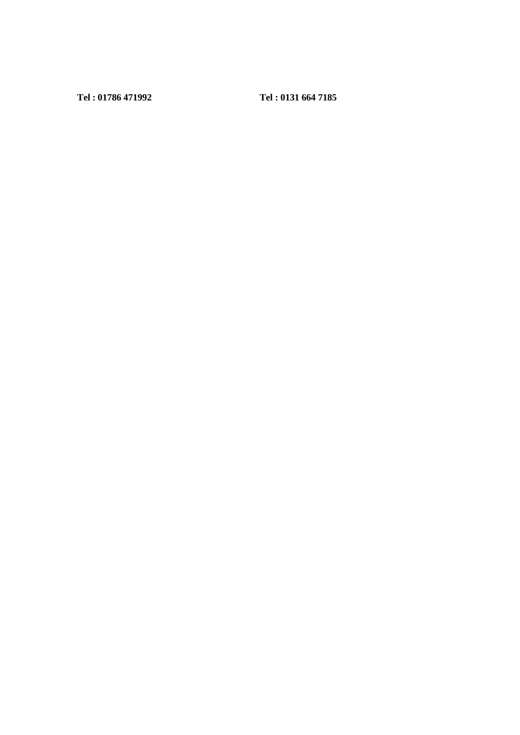**Tel : 01786 471992** **Tel : 0131 664 7185**